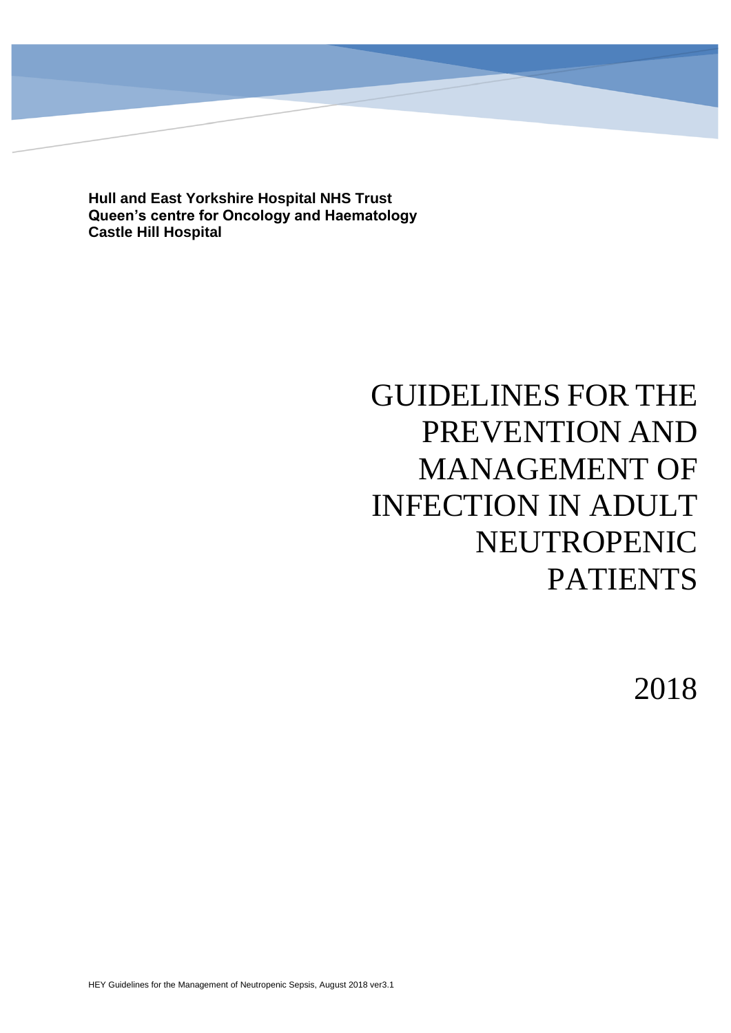**Hull and East Yorkshire Hospital NHS Trust**
**Queen's centre for Oncology and Haematology**
**Castle Hill Hospital**

# GUIDELINES FOR THE PREVENTION AND MANAGEMENT OF INFECTION IN ADULT NEUTROPENIC PATIENTS

2018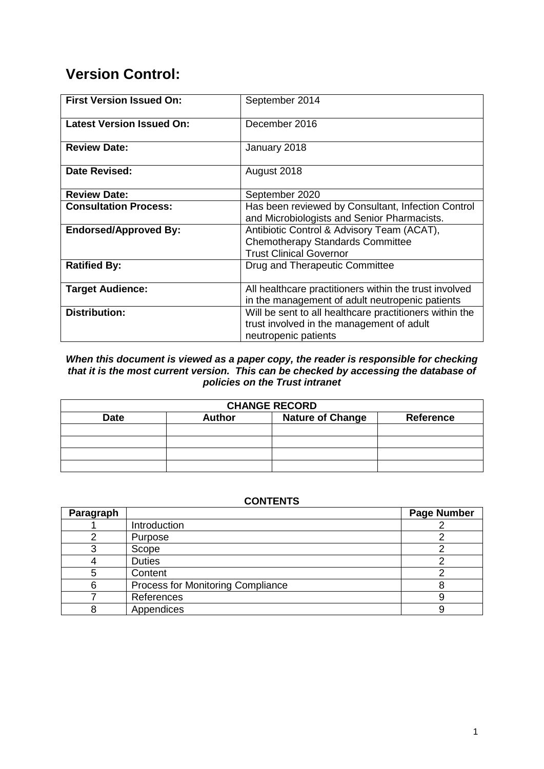# Version Control:

| | |
|---|---|
| **First Version Issued On:** | September 2014 |
| **Latest Version Issued On:** | December 2016 |
| **Review Date:** | January 2018 |
| **Date Revised:** | August 2018 |
| **Review Date:** | September 2020 |
| **Consultation Process:** | Has been reviewed by Consultant, Infection Control and Microbiologists and Senior Pharmacists. |
| **Endorsed/Approved By:** | Antibiotic Control & Advisory Team (ACAT), Chemotherapy Standards Committee Trust Clinical Governor |
| **Ratified By:** | Drug and Therapeutic Committee |
| **Target Audience:** | All healthcare practitioners within the trust involved in the management of adult neutropenic patients |
| **Distribution:** | Will be sent to all healthcare practitioners within the trust involved in the management of adult neutropenic patients |

***When this document is viewed as a paper copy, the reader is responsible for checking that it is the most current version. This can be checked by accessing the database of policies on the Trust intranet***

| **CHANGE RECORD** | | | |
|---|---|---|---|
| **Date** | **Author** | **Nature of Change** | **Reference** |
| | | | |
| | | | |
| | | | |
| | | | |

**CONTENTS**

| Paragraph | | Page Number |
|---|---|---|
| 1 | Introduction | 2 |
| 2 | Purpose | 2 |
| 3 | Scope | 2 |
| 4 | Duties | 2 |
| 5 | Content | 2 |
| 6 | Process for Monitoring Compliance | 8 |
| 7 | References | 9 |
| 8 | Appendices | 9 |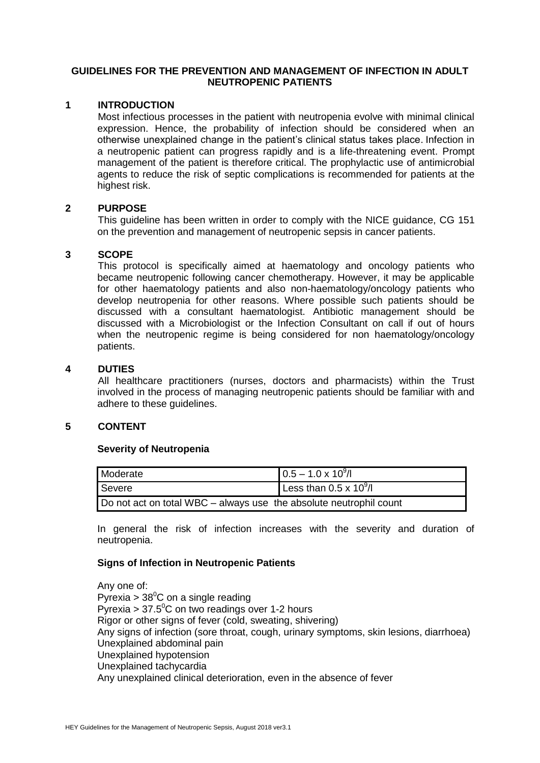# GUIDELINES FOR THE PREVENTION AND MANAGEMENT OF INFECTION IN ADULT NEUTROPENIC PATIENTS

## 1 INTRODUCTION

Most infectious processes in the patient with neutropenia evolve with minimal clinical expression. Hence, the probability of infection should be considered when an otherwise unexplained change in the patient's clinical status takes place. Infection in a neutropenic patient can progress rapidly and is a life-threatening event. Prompt management of the patient is therefore critical. The prophylactic use of antimicrobial agents to reduce the risk of septic complications is recommended for patients at the highest risk.

## 2 PURPOSE

This guideline has been written in order to comply with the NICE guidance, CG 151 on the prevention and management of neutropenic sepsis in cancer patients.

## 3 SCOPE

This protocol is specifically aimed at haematology and oncology patients who became neutropenic following cancer chemotherapy. However, it may be applicable for other haematology patients and also non-haematology/oncology patients who develop neutropenia for other reasons. Where possible such patients should be discussed with a consultant haematologist. Antibiotic management should be discussed with a Microbiologist or the Infection Consultant on call if out of hours when the neutropenic regime is being considered for non haematology/oncology patients.

## 4 DUTIES

All healthcare practitioners (nurses, doctors and pharmacists) within the Trust involved in the process of managing neutropenic patients should be familiar with and adhere to these guidelines.

## 5 CONTENT

**Severity of Neutropenia**

| Moderate | $0.5 – 1.0 \times 10^9$/l |
|---|---|
| Severe | Less than $0.5 \times 10^9$/l |
| Do not act on total WBC – always use the absolute neutrophil count | |

In general the risk of infection increases with the severity and duration of neutropenia.

**Signs of Infection in Neutropenic Patients**

Any one of:
Pyrexia > $38^0$C on a single reading
Pyrexia > $37.5^0$C on two readings over 1-2 hours
Rigor or other signs of fever (cold, sweating, shivering)
Any signs of infection (sore throat, cough, urinary symptoms, skin lesions, diarrhoea)
Unexplained abdominal pain
Unexplained hypotension
Unexplained tachycardia
Any unexplained clinical deterioration, even in the absence of fever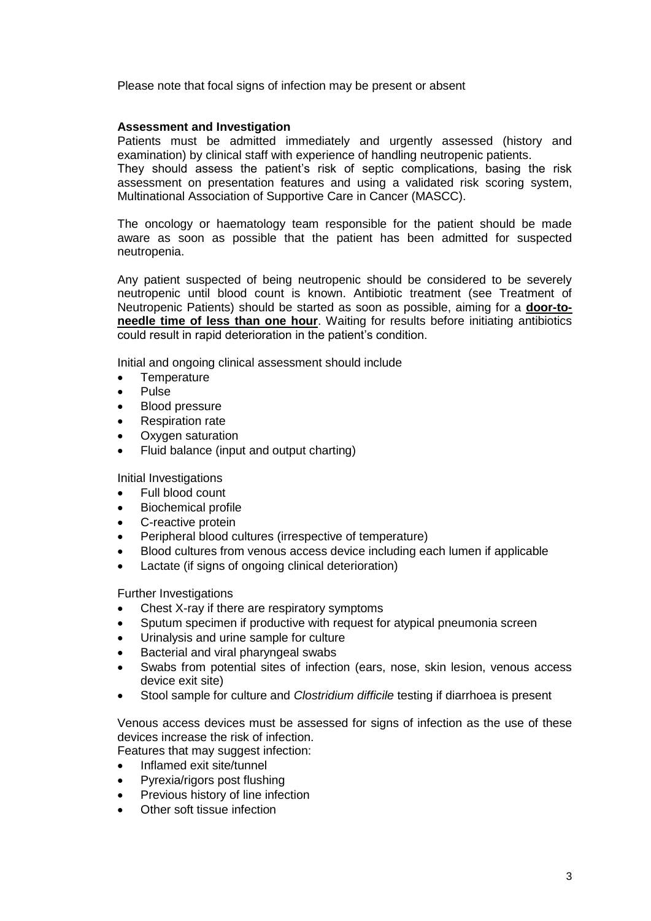Please note that focal signs of infection may be present or absent

**Assessment and Investigation**

Patients must be admitted immediately and urgently assessed (history and examination) by clinical staff with experience of handling neutropenic patients.
They should assess the patient's risk of septic complications, basing the risk assessment on presentation features and using a validated risk scoring system, Multinational Association of Supportive Care in Cancer (MASCC).

The oncology or haematology team responsible for the patient should be made aware as soon as possible that the patient has been admitted for suspected neutropenia.

Any patient suspected of being neutropenic should be considered to be severely neutropenic until blood count is known. Antibiotic treatment (see Treatment of Neutropenic Patients) should be started as soon as possible, aiming for a **door-to-needle time of less than one hour**. Waiting for results before initiating antibiotics could result in rapid deterioration in the patient's condition.

Initial and ongoing clinical assessment should include

- Temperature
- Pulse
- Blood pressure
- Respiration rate
- Oxygen saturation
- Fluid balance (input and output charting)

Initial Investigations

- Full blood count
- Biochemical profile
- C-reactive protein
- Peripheral blood cultures (irrespective of temperature)
- Blood cultures from venous access device including each lumen if applicable
- Lactate (if signs of ongoing clinical deterioration)

Further Investigations

- Chest X-ray if there are respiratory symptoms
- Sputum specimen if productive with request for atypical pneumonia screen
- Urinalysis and urine sample for culture
- Bacterial and viral pharyngeal swabs
- Swabs from potential sites of infection (ears, nose, skin lesion, venous access device exit site)
- Stool sample for culture and *Clostridium difficile* testing if diarrhoea is present

Venous access devices must be assessed for signs of infection as the use of these devices increase the risk of infection.
Features that may suggest infection:

- Inflamed exit site/tunnel
- Pyrexia/rigors post flushing
- Previous history of line infection
- Other soft tissue infection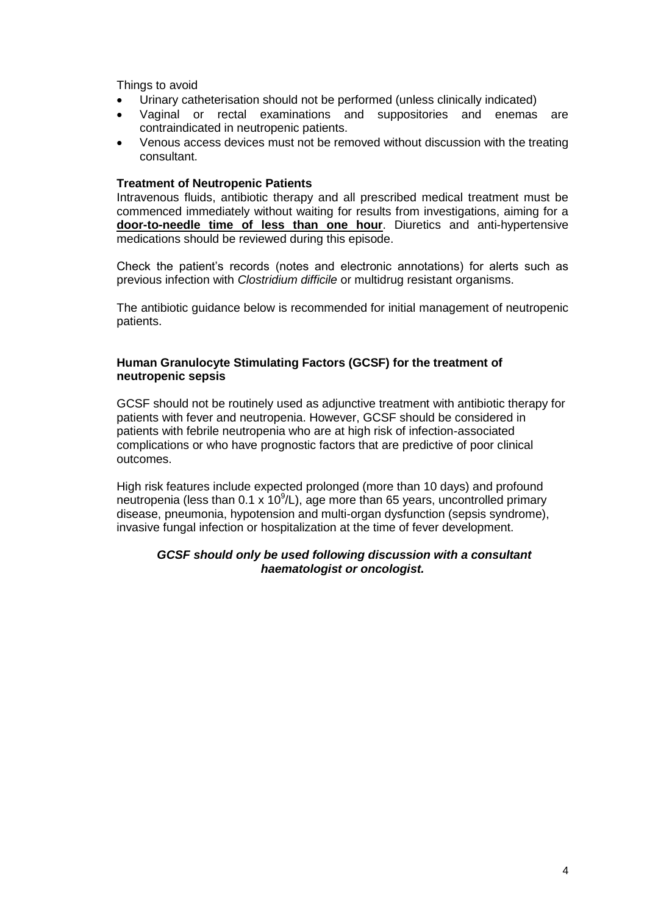Things to avoid

- Urinary catheterisation should not be performed (unless clinically indicated)
- Vaginal or rectal examinations and suppositories and enemas are contraindicated in neutropenic patients.
- Venous access devices must not be removed without discussion with the treating consultant.

**Treatment of Neutropenic Patients**

Intravenous fluids, antibiotic therapy and all prescribed medical treatment must be commenced immediately without waiting for results from investigations, aiming for a **door-to-needle time of less than one hour**. Diuretics and anti-hypertensive medications should be reviewed during this episode.

Check the patient's records (notes and electronic annotations) for alerts such as previous infection with *Clostridium difficile* or multidrug resistant organisms.

The antibiotic guidance below is recommended for initial management of neutropenic patients.

**Human Granulocyte Stimulating Factors (GCSF) for the treatment of neutropenic sepsis**

GCSF should not be routinely used as adjunctive treatment with antibiotic therapy for patients with fever and neutropenia. However, GCSF should be considered in patients with febrile neutropenia who are at high risk of infection-associated complications or who have prognostic factors that are predictive of poor clinical outcomes.

High risk features include expected prolonged (more than 10 days) and profound neutropenia (less than $0.1 \times 10^9$/L), age more than 65 years, uncontrolled primary disease, pneumonia, hypotension and multi-organ dysfunction (sepsis syndrome), invasive fungal infection or hospitalization at the time of fever development.

***GCSF should only be used following discussion with a consultant haematologist or oncologist.***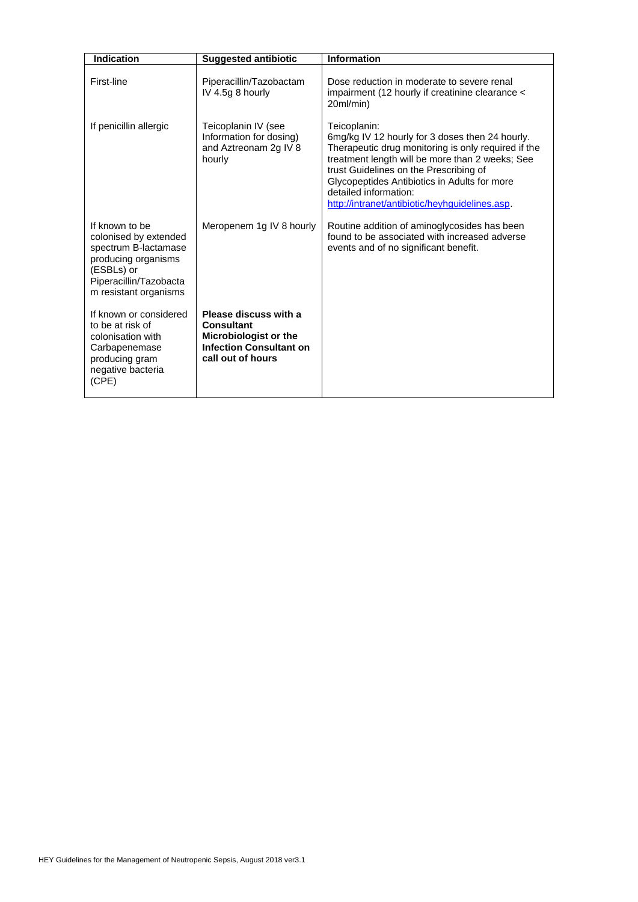| Indication | Suggested antibiotic | Information |
|---|---|---|
| First-line | Piperacillin/Tazobactam IV 4.5g 8 hourly | Dose reduction in moderate to severe renal impairment (12 hourly if creatinine clearance < 20ml/min) |
| If penicillin allergic | Teicoplanin IV (see Information for dosing) and Aztreonam 2g IV 8 hourly | Teicoplanin: 6mg/kg IV 12 hourly for 3 doses then 24 hourly. Therapeutic drug monitoring is only required if the treatment length will be more than 2 weeks; See trust Guidelines on the Prescribing of Glycopeptides Antibiotics in Adults for more detailed information: [http://intranet/antibiotic/heyhguidelines.asp](http://intranet/antibiotic/heyhguidelines.asp). |
| If known to be colonised by extended spectrum B-lactamase producing organisms (ESBLs) or Piperacillin/Tazobactam resistant organisms | Meropenem 1g IV 8 hourly | Routine addition of aminoglycosides has been found to be associated with increased adverse events and of no significant benefit. |
| If known or considered to be at risk of colonisation with Carbapenemase producing gram negative bacteria (CPE) | **Please discuss with a Consultant Microbiologist or the Infection Consultant on call out of hours** | |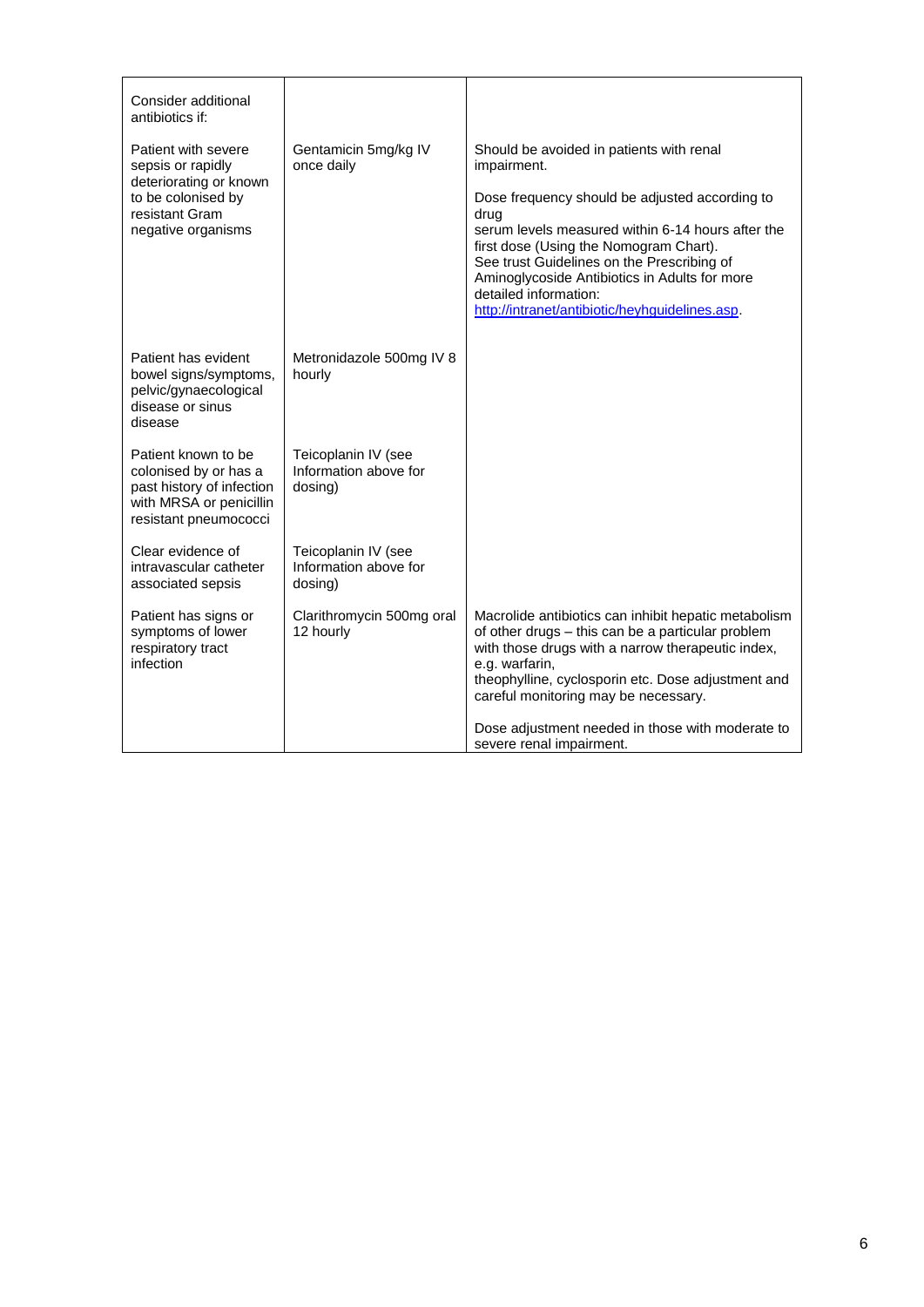| Consider additional antibiotics if: | | |
|---|---|---|
| Patient with severe sepsis or rapidly deteriorating or known to be colonised by resistant Gram negative organisms | Gentamicin 5mg/kg IV once daily | Should be avoided in patients with renal impairment.<br><br>Dose frequency should be adjusted according to drug serum levels measured within 6-14 hours after the first dose (Using the Nomogram Chart). See trust Guidelines on the Prescribing of Aminoglycoside Antibiotics in Adults for more detailed information: http://intranet/antibiotic/heyhguidelines.asp. |
| Patient has evident bowel signs/symptoms, pelvic/gynaecological disease or sinus disease | Metronidazole 500mg IV 8 hourly | |
| Patient known to be colonised by or has a past history of infection with MRSA or penicillin resistant pneumococci | Teicoplanin IV (see Information above for dosing) | |
| Clear evidence of intravascular catheter associated sepsis | Teicoplanin IV (see Information above for dosing) | |
| Patient has signs or symptoms of lower respiratory tract infection | Clarithromycin 500mg oral 12 hourly | Macrolide antibiotics can inhibit hepatic metabolism of other drugs – this can be a particular problem with those drugs with a narrow therapeutic index, e.g. warfarin, theophylline, cyclosporin etc. Dose adjustment and careful monitoring may be necessary.<br><br>Dose adjustment needed in those with moderate to severe renal impairment. |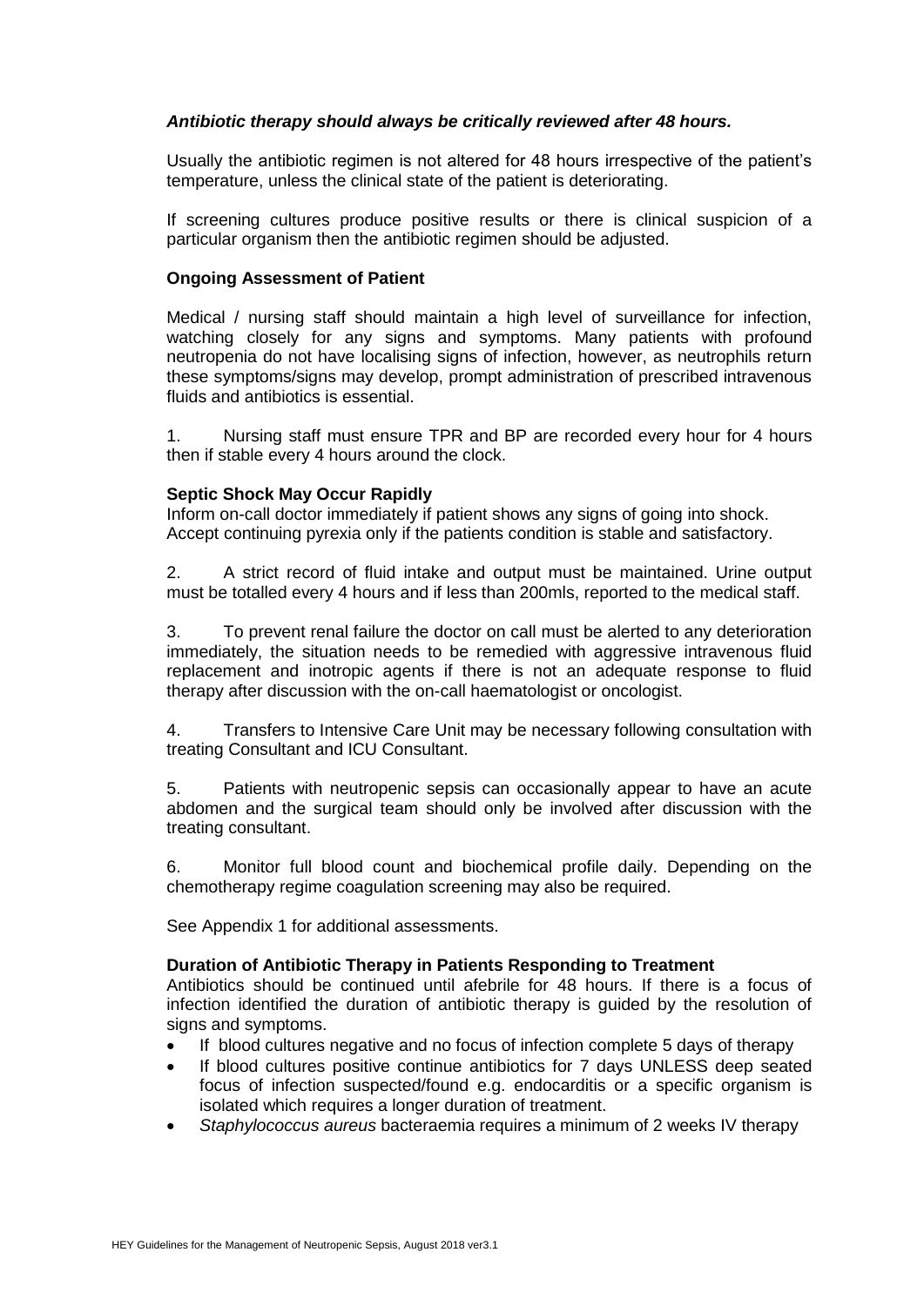***Antibiotic therapy should always be critically reviewed after 48 hours.***

Usually the antibiotic regimen is not altered for 48 hours irrespective of the patient's temperature, unless the clinical state of the patient is deteriorating.

If screening cultures produce positive results or there is clinical suspicion of a particular organism then the antibiotic regimen should be adjusted.

**Ongoing Assessment of Patient**

Medical / nursing staff should maintain a high level of surveillance for infection, watching closely for any signs and symptoms. Many patients with profound neutropenia do not have localising signs of infection, however, as neutrophils return these symptoms/signs may develop, prompt administration of prescribed intravenous fluids and antibiotics is essential.

1. Nursing staff must ensure TPR and BP are recorded every hour for 4 hours then if stable every 4 hours around the clock.

**Septic Shock May Occur Rapidly**
Inform on-call doctor immediately if patient shows any signs of going into shock. Accept continuing pyrexia only if the patients condition is stable and satisfactory.

2. A strict record of fluid intake and output must be maintained. Urine output must be totalled every 4 hours and if less than 200mls, reported to the medical staff.

3. To prevent renal failure the doctor on call must be alerted to any deterioration immediately, the situation needs to be remedied with aggressive intravenous fluid replacement and inotropic agents if there is not an adequate response to fluid therapy after discussion with the on-call haematologist or oncologist.

4. Transfers to Intensive Care Unit may be necessary following consultation with treating Consultant and ICU Consultant.

5. Patients with neutropenic sepsis can occasionally appear to have an acute abdomen and the surgical team should only be involved after discussion with the treating consultant.

6. Monitor full blood count and biochemical profile daily. Depending on the chemotherapy regime coagulation screening may also be required.

See Appendix 1 for additional assessments.

**Duration of Antibiotic Therapy in Patients Responding to Treatment**
Antibiotics should be continued until afebrile for 48 hours. If there is a focus of infection identified the duration of antibiotic therapy is guided by the resolution of signs and symptoms.

- If blood cultures negative and no focus of infection complete 5 days of therapy
- If blood cultures positive continue antibiotics for 7 days UNLESS deep seated focus of infection suspected/found e.g. endocarditis or a specific organism is isolated which requires a longer duration of treatment.
- *Staphylococcus aureus* bacteraemia requires a minimum of 2 weeks IV therapy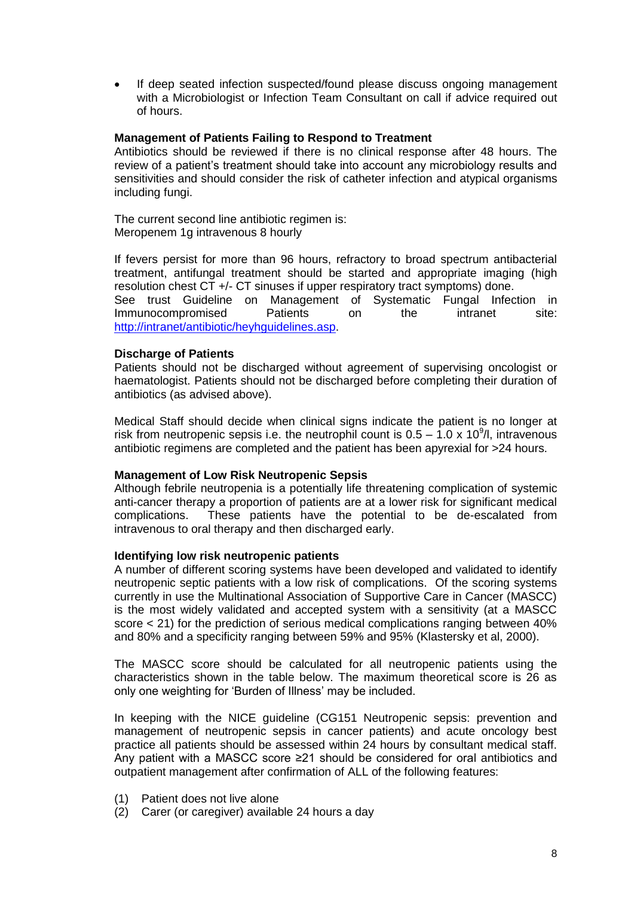- If deep seated infection suspected/found please discuss ongoing management with a Microbiologist or Infection Team Consultant on call if advice required out of hours.

**Management of Patients Failing to Respond to Treatment**

Antibiotics should be reviewed if there is no clinical response after 48 hours. The review of a patient's treatment should take into account any microbiology results and sensitivities and should consider the risk of catheter infection and atypical organisms including fungi.

The current second line antibiotic regimen is:
Meropenem 1g intravenous 8 hourly

If fevers persist for more than 96 hours, refractory to broad spectrum antibacterial treatment, antifungal treatment should be started and appropriate imaging (high resolution chest CT +/- CT sinuses if upper respiratory tract symptoms) done.
See trust Guideline on Management of Systematic Fungal Infection in Immunocompromised Patients on the intranet site: http://intranet/antibiotic/heyhguidelines.asp.

**Discharge of Patients**

Patients should not be discharged without agreement of supervising oncologist or haematologist. Patients should not be discharged before completing their duration of antibiotics (as advised above).

Medical Staff should decide when clinical signs indicate the patient is no longer at risk from neutropenic sepsis i.e. the neutrophil count is $0.5 - 1.0 \times 10^9$/l, intravenous antibiotic regimens are completed and the patient has been apyrexial for >24 hours.

**Management of Low Risk Neutropenic Sepsis**

Although febrile neutropenia is a potentially life threatening complication of systemic anti-cancer therapy a proportion of patients are at a lower risk for significant medical complications. These patients have the potential to be de-escalated from intravenous to oral therapy and then discharged early.

**Identifying low risk neutropenic patients**

A number of different scoring systems have been developed and validated to identify neutropenic septic patients with a low risk of complications. Of the scoring systems currently in use the Multinational Association of Supportive Care in Cancer (MASCC) is the most widely validated and accepted system with a sensitivity (at a MASCC score < 21) for the prediction of serious medical complications ranging between 40% and 80% and a specificity ranging between 59% and 95% (Klastersky et al, 2000).

The MASCC score should be calculated for all neutropenic patients using the characteristics shown in the table below. The maximum theoretical score is 26 as only one weighting for 'Burden of Illness' may be included.

In keeping with the NICE guideline (CG151 Neutropenic sepsis: prevention and management of neutropenic sepsis in cancer patients) and acute oncology best practice all patients should be assessed within 24 hours by consultant medical staff. Any patient with a MASCC score ≥21 should be considered for oral antibiotics and outpatient management after confirmation of ALL of the following features:

(1) Patient does not live alone
(2) Carer (or caregiver) available 24 hours a day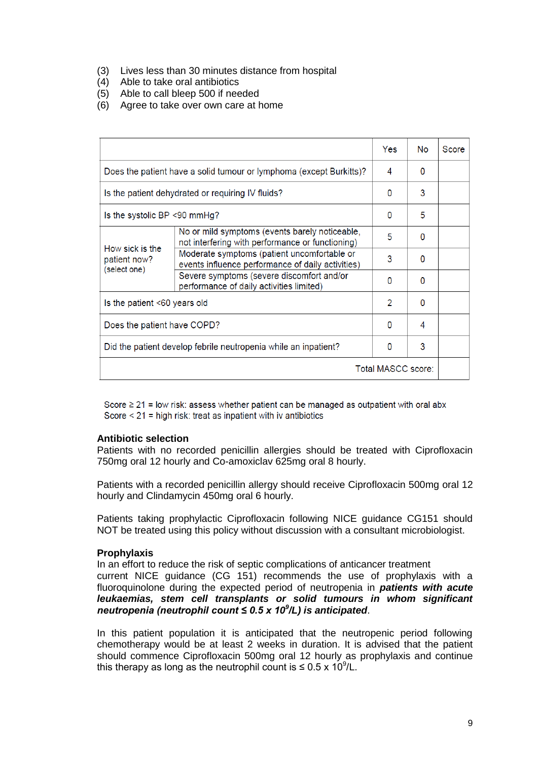(3) Lives less than 30 minutes distance from hospital
(4) Able to take oral antibiotics
(5) Able to call bleep 500 if needed
(6) Agree to take over own care at home

| | | Yes | No | Score |
|---|---|---|---|---|
| Does the patient have a solid tumour or lymphoma (except Burkitts)? | | 4 | 0 | |
| Is the patient dehydrated or requiring IV fluids? | | 0 | 3 | |
| Is the systolic BP <90 mmHg? | | 0 | 5 | |
| How sick is the patient now? (select one) | No or mild symptoms (events barely noticeable, not interfering with performance or functioning) | 5 | 0 | |
| | Moderate symptoms (patient uncomfortable or events influence performance of daily activities) | 3 | 0 | |
| | Severe symptoms (severe discomfort and/or performance of daily activities limited) | 0 | 0 | |
| Is the patient <60 years old | | 2 | 0 | |
| Does the patient have COPD? | | 0 | 4 | |
| Did the patient develop febrile neutropenia while an inpatient? | | 0 | 3 | |
| | | | Total MASCC score: | |

Score ≥ 21 = low risk: assess whether patient can be managed as outpatient with oral abx
Score < 21 = high risk: treat as inpatient with iv antibiotics

**Antibiotic selection**
Patients with no recorded penicillin allergies should be treated with Ciprofloxacin 750mg oral 12 hourly and Co-amoxiclav 625mg oral 8 hourly.

Patients with a recorded penicillin allergy should receive Ciprofloxacin 500mg oral 12 hourly and Clindamycin 450mg oral 6 hourly.

Patients taking prophylactic Ciprofloxacin following NICE guidance CG151 should NOT be treated using this policy without discussion with a consultant microbiologist.

**Prophylaxis**
In an effort to reduce the risk of septic complications of anticancer treatment current NICE guidance (CG 151) recommends the use of prophylaxis with a fluoroquinolone during the expected period of neutropenia in ***patients with acute leukaemias, stem cell transplants or solid tumours in whom significant neutropenia (neutrophil count ≤ 0.5 x $10^9$/L) is anticipated***.

In this patient population it is anticipated that the neutropenic period following chemotherapy would be at least 2 weeks in duration. It is advised that the patient should commence Ciprofloxacin 500mg oral 12 hourly as prophylaxis and continue this therapy as long as the neutrophil count is ≤ 0.5 x $10^9$/L.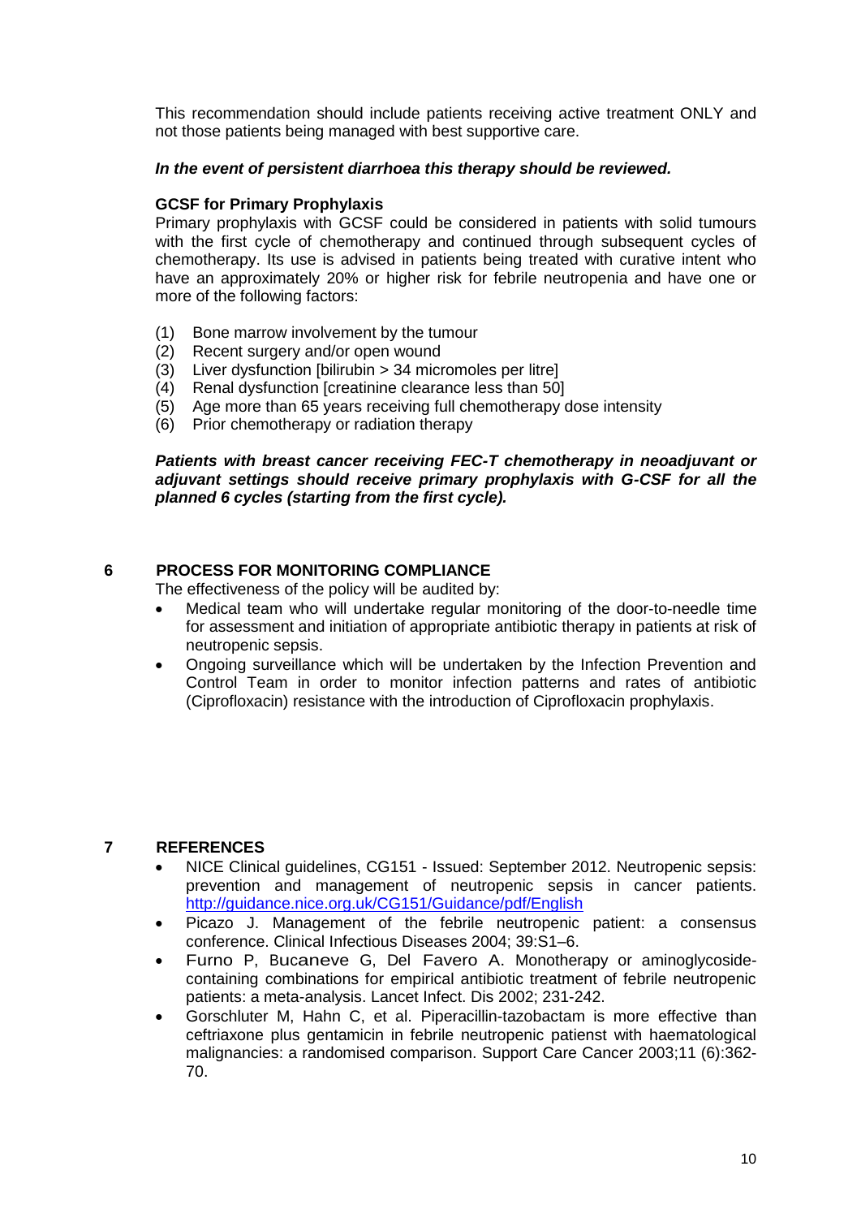This recommendation should include patients receiving active treatment ONLY and not those patients being managed with best supportive care.

***In the event of persistent diarrhoea this therapy should be reviewed.***

**GCSF for Primary Prophylaxis**

Primary prophylaxis with GCSF could be considered in patients with solid tumours with the first cycle of chemotherapy and continued through subsequent cycles of chemotherapy. Its use is advised in patients being treated with curative intent who have an approximately 20% or higher risk for febrile neutropenia and have one or more of the following factors:

(1) Bone marrow involvement by the tumour
(2) Recent surgery and/or open wound
(3) Liver dysfunction [bilirubin > 34 micromoles per litre]
(4) Renal dysfunction [creatinine clearance less than 50]
(5) Age more than 65 years receiving full chemotherapy dose intensity
(6) Prior chemotherapy or radiation therapy

***Patients with breast cancer receiving FEC-T chemotherapy in neoadjuvant or adjuvant settings should receive primary prophylaxis with G-CSF for all the planned 6 cycles (starting from the first cycle).***

## 6 PROCESS FOR MONITORING COMPLIANCE

The effectiveness of the policy will be audited by:

- Medical team who will undertake regular monitoring of the door-to-needle time for assessment and initiation of appropriate antibiotic therapy in patients at risk of neutropenic sepsis.
- Ongoing surveillance which will be undertaken by the Infection Prevention and Control Team in order to monitor infection patterns and rates of antibiotic (Ciprofloxacin) resistance with the introduction of Ciprofloxacin prophylaxis.

## 7 REFERENCES

- NICE Clinical guidelines, CG151 - Issued: September 2012. Neutropenic sepsis: prevention and management of neutropenic sepsis in cancer patients. http://guidance.nice.org.uk/CG151/Guidance/pdf/English
- Picazo J. Management of the febrile neutropenic patient: a consensus conference. Clinical Infectious Diseases 2004; 39:S1–6.
- Furno P, Bucaneve G, Del Favero A. Monotherapy or aminoglycoside-containing combinations for empirical antibiotic treatment of febrile neutropenic patients: a meta-analysis. Lancet Infect. Dis 2002; 231-242.
- Gorschluter M, Hahn C, et al. Piperacillin-tazobactam is more effective than ceftriaxone plus gentamicin in febrile neutropenic patienst with haematological malignancies: a randomised comparison. Support Care Cancer 2003;11 (6):362-70.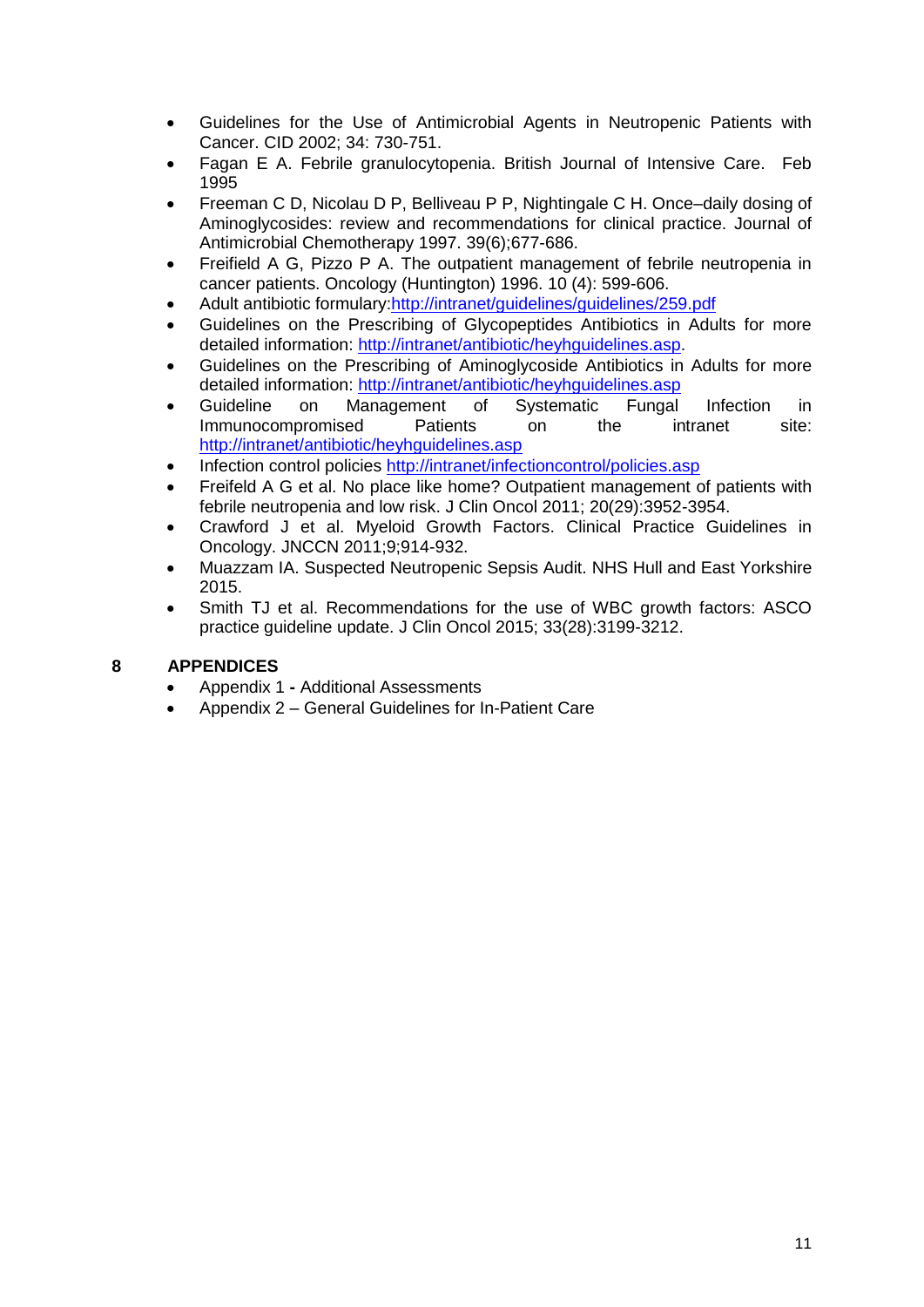- Guidelines for the Use of Antimicrobial Agents in Neutropenic Patients with Cancer. CID 2002; 34: 730-751.
- Fagan E A. Febrile granulocytopenia. British Journal of Intensive Care. Feb 1995
- Freeman C D, Nicolau D P, Belliveau P P, Nightingale C H. Once–daily dosing of Aminoglycosides: review and recommendations for clinical practice. Journal of Antimicrobial Chemotherapy 1997. 39(6);677-686.
- Freifield A G, Pizzo P A. The outpatient management of febrile neutropenia in cancer patients. Oncology (Huntington) 1996. 10 (4): 599-606.
- Adult antibiotic formulary:http://intranet/guidelines/guidelines/259.pdf
- Guidelines on the Prescribing of Glycopeptides Antibiotics in Adults for more detailed information: http://intranet/antibiotic/heyhguidelines.asp.
- Guidelines on the Prescribing of Aminoglycoside Antibiotics in Adults for more detailed information: http://intranet/antibiotic/heyhguidelines.asp
- Guideline on Management of Systematic Fungal Infection in Immunocompromised Patients on the intranet site: http://intranet/antibiotic/heyhguidelines.asp
- Infection control policies http://intranet/infectioncontrol/policies.asp
- Freifeld A G et al. No place like home? Outpatient management of patients with febrile neutropenia and low risk. J Clin Oncol 2011; 20(29):3952-3954.
- Crawford J et al. Myeloid Growth Factors. Clinical Practice Guidelines in Oncology. JNCCN 2011;9;914-932.
- Muazzam IA. Suspected Neutropenic Sepsis Audit. NHS Hull and East Yorkshire 2015.
- Smith TJ et al. Recommendations for the use of WBC growth factors: ASCO practice guideline update. J Clin Oncol 2015; 33(28):3199-3212.

## 8 APPENDICES

- Appendix 1 **-** Additional Assessments
- Appendix 2 – General Guidelines for In-Patient Care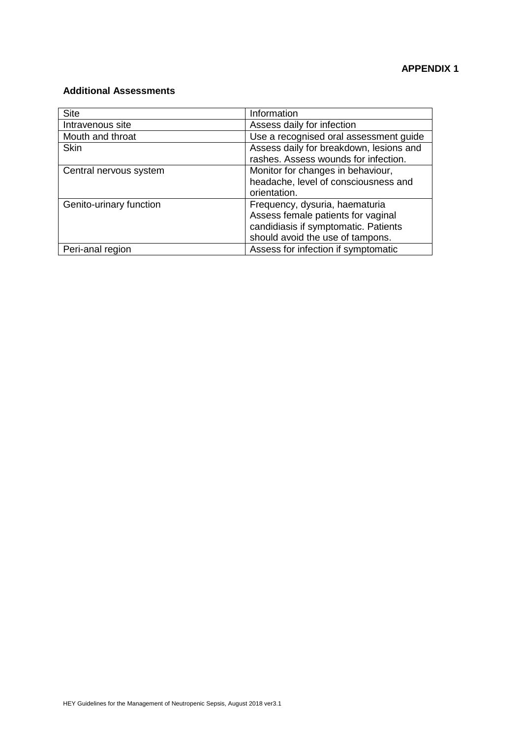**APPENDIX 1**

**Additional Assessments**

| Site | Information |
| --- | --- |
| Intravenous site | Assess daily for infection |
| Mouth and throat | Use a recognised oral assessment guide |
| Skin | Assess daily for breakdown, lesions and rashes. Assess wounds for infection. |
| Central nervous system | Monitor for changes in behaviour, headache, level of consciousness and orientation. |
| Genito-urinary function | Frequency, dysuria, haematuria Assess female patients for vaginal candidiasis if symptomatic. Patients should avoid the use of tampons. |
| Peri-anal region | Assess for infection if symptomatic |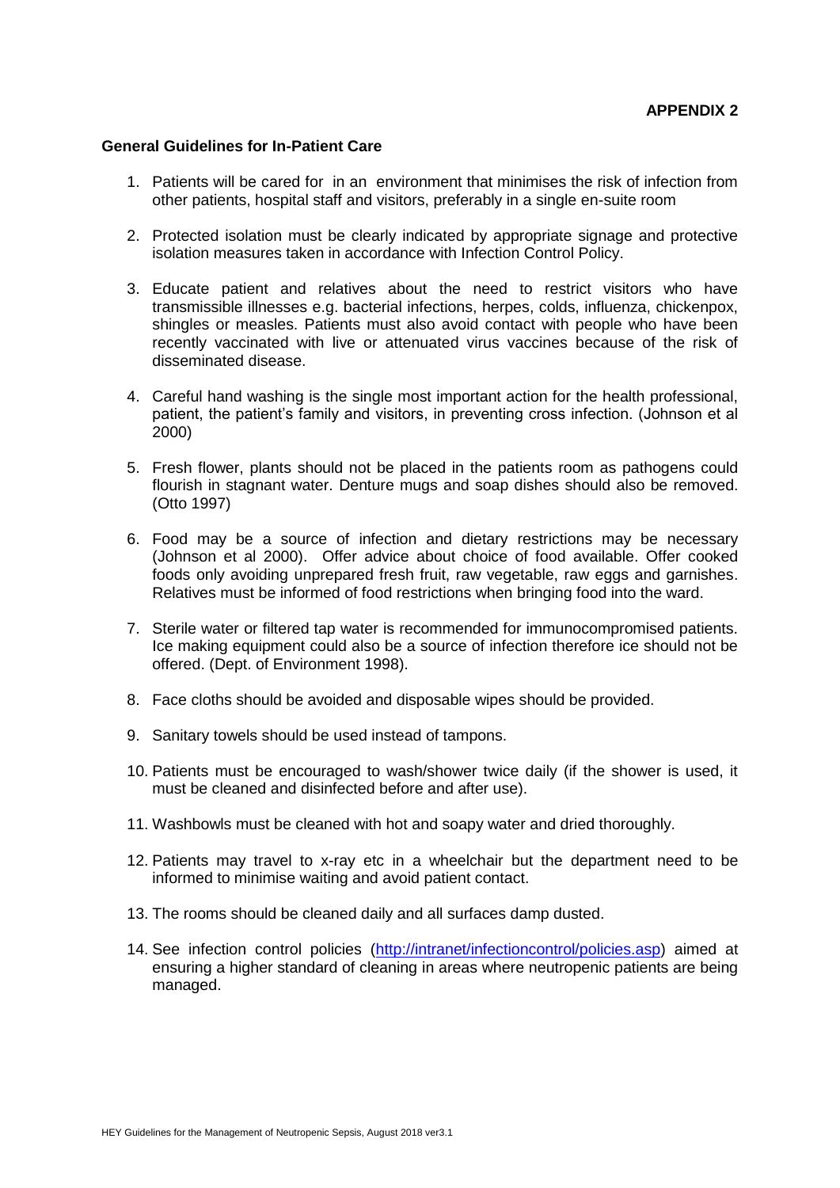**APPENDIX 2**

**General Guidelines for In-Patient Care**

1. Patients will be cared for in an environment that minimises the risk of infection from other patients, hospital staff and visitors, preferably in a single en-suite room
2. Protected isolation must be clearly indicated by appropriate signage and protective isolation measures taken in accordance with Infection Control Policy.
3. Educate patient and relatives about the need to restrict visitors who have transmissible illnesses e.g. bacterial infections, herpes, colds, influenza, chickenpox, shingles or measles. Patients must also avoid contact with people who have been recently vaccinated with live or attenuated virus vaccines because of the risk of disseminated disease.
4. Careful hand washing is the single most important action for the health professional, patient, the patient's family and visitors, in preventing cross infection. (Johnson et al 2000)
5. Fresh flower, plants should not be placed in the patients room as pathogens could flourish in stagnant water. Denture mugs and soap dishes should also be removed. (Otto 1997)
6. Food may be a source of infection and dietary restrictions may be necessary (Johnson et al 2000). Offer advice about choice of food available. Offer cooked foods only avoiding unprepared fresh fruit, raw vegetable, raw eggs and garnishes. Relatives must be informed of food restrictions when bringing food into the ward.
7. Sterile water or filtered tap water is recommended for immunocompromised patients. Ice making equipment could also be a source of infection therefore ice should not be offered. (Dept. of Environment 1998).
8. Face cloths should be avoided and disposable wipes should be provided.
9. Sanitary towels should be used instead of tampons.
10. Patients must be encouraged to wash/shower twice daily (if the shower is used, it must be cleaned and disinfected before and after use).
11. Washbowls must be cleaned with hot and soapy water and dried thoroughly.
12. Patients may travel to x-ray etc in a wheelchair but the department need to be informed to minimise waiting and avoid patient contact.
13. The rooms should be cleaned daily and all surfaces damp dusted.
14. See infection control policies (http://intranet/infectioncontrol/policies.asp) aimed at ensuring a higher standard of cleaning in areas where neutropenic patients are being managed.